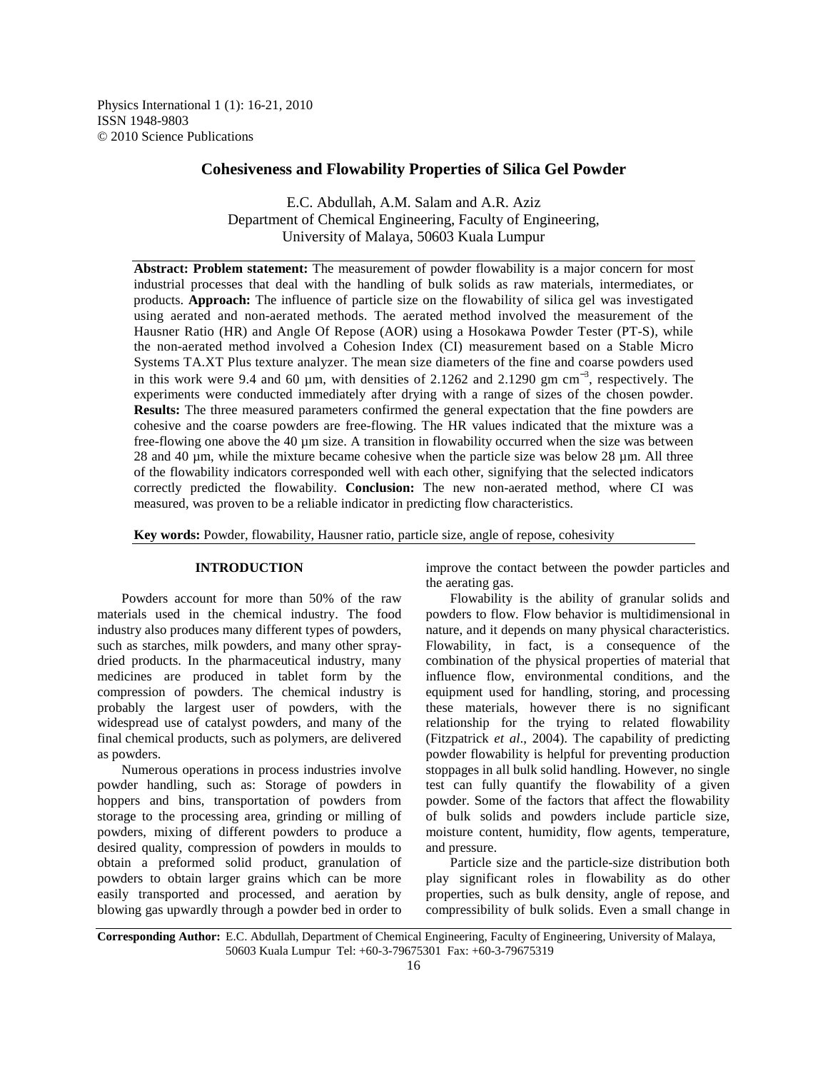# Cohesiveness and Flowability Properties of Silica Gel Powder

E.C. Abdullah, A.M. Salam and A.R. Aziz
Department of Chemical Engineering, Faculty of Engineering,
University of Malaya, 50603 Kuala Lumpur

**Abstract: Problem statement:** The measurement of powder flowability is a major concern for most industrial processes that deal with the handling of bulk solids as raw materials, intermediates, or products. **Approach:** The influence of particle size on the flowability of silica gel was investigated using aerated and non-aerated methods. The aerated method involved the measurement of the Hausner Ratio (HR) and Angle Of Repose (AOR) using a Hosokawa Powder Tester (PT-S), while the non-aerated method involved a Cohesion Index (CI) measurement based on a Stable Micro Systems TA.XT Plus texture analyzer. The mean size diameters of the fine and coarse powders used in this work were 9.4 and 60 µm, with densities of 2.1262 and 2.1290 gm $cm^{-3}$, respectively. The experiments were conducted immediately after drying with a range of sizes of the chosen powder. **Results:** The three measured parameters confirmed the general expectation that the fine powders are cohesive and the coarse powders are free-flowing. The HR values indicated that the mixture was a free-flowing one above the 40 µm size. A transition in flowability occurred when the size was between 28 and 40 µm, while the mixture became cohesive when the particle size was below 28 µm. All three of the flowability indicators corresponded well with each other, signifying that the selected indicators correctly predicted the flowability. **Conclusion:** The new non-aerated method, where CI was measured, was proven to be a reliable indicator in predicting flow characteristics.

**Key words:** Powder, flowability, Hausner ratio, particle size, angle of repose, cohesivity

## INTRODUCTION

Powders account for more than 50% of the raw materials used in the chemical industry. The food industry also produces many different types of powders, such as starches, milk powders, and many other spray-dried products. In the pharmaceutical industry, many medicines are produced in tablet form by the compression of powders. The chemical industry is probably the largest user of powders, with the widespread use of catalyst powders, and many of the final chemical products, such as polymers, are delivered as powders.

Numerous operations in process industries involve powder handling, such as: Storage of powders in hoppers and bins, transportation of powders from storage to the processing area, grinding or milling of powders, mixing of different powders to produce a desired quality, compression of powders in moulds to obtain a preformed solid product, granulation of powders to obtain larger grains which can be more easily transported and processed, and aeration by blowing gas upwardly through a powder bed in order to improve the contact between the powder particles and the aerating gas.

Flowability is the ability of granular solids and powders to flow. Flow behavior is multidimensional in nature, and it depends on many physical characteristics. Flowability, in fact, is a consequence of the combination of the physical properties of material that influence flow, environmental conditions, and the equipment used for handling, storing, and processing these materials, however there is no significant relationship for the trying to related flowability (Fitzpatrick *et al*., 2004). The capability of predicting powder flowability is helpful for preventing production stoppages in all bulk solid handling. However, no single test can fully quantify the flowability of a given powder. Some of the factors that affect the flowability of bulk solids and powders include particle size, moisture content, humidity, flow agents, temperature, and pressure.

Particle size and the particle-size distribution both play significant roles in flowability as do other properties, such as bulk density, angle of repose, and compressibility of bulk solids. Even a small change in

**Corresponding Author:** E.C. Abdullah, Department of Chemical Engineering, Faculty of Engineering, University of Malaya, 50603 Kuala Lumpur Tel: +60-3-79675301 Fax: +60-3-79675319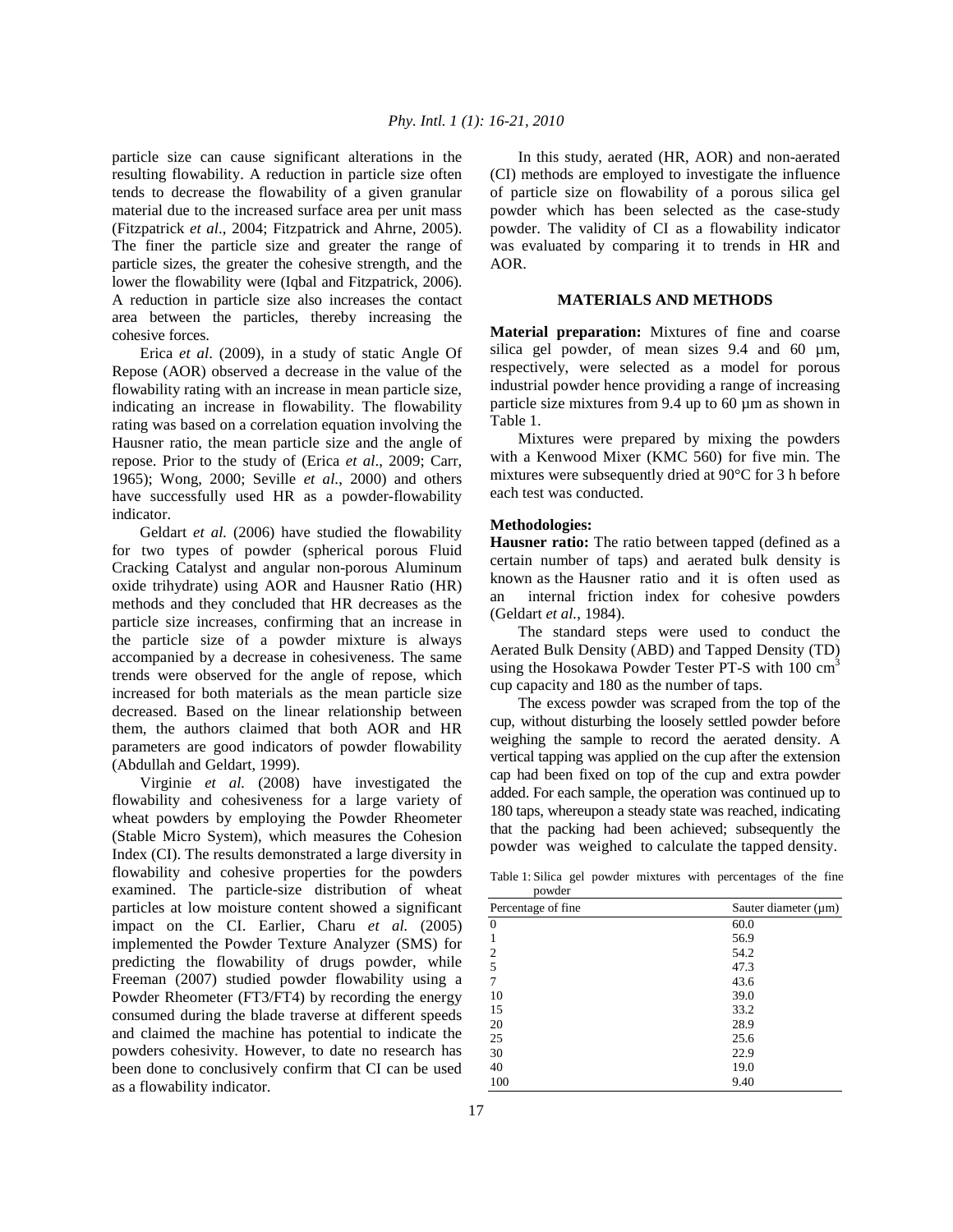particle size can cause significant alterations in the resulting flowability. A reduction in particle size often tends to decrease the flowability of a given granular material due to the increased surface area per unit mass (Fitzpatrick *et al*., 2004; Fitzpatrick and Ahrne, 2005). The finer the particle size and greater the range of particle sizes, the greater the cohesive strength, and the lower the flowability were (Iqbal and Fitzpatrick, 2006). A reduction in particle size also increases the contact area between the particles, thereby increasing the cohesive forces.

Erica *et al*. (2009), in a study of static Angle Of Repose (AOR) observed a decrease in the value of the flowability rating with an increase in mean particle size, indicating an increase in flowability. The flowability rating was based on a correlation equation involving the Hausner ratio, the mean particle size and the angle of repose. Prior to the study of (Erica *et al*., 2009; Carr, 1965); Wong, 2000; Seville *et al*., 2000) and others have successfully used HR as a powder-flowability indicator.

Geldart *et al.* (2006) have studied the flowability for two types of powder (spherical porous Fluid Cracking Catalyst and angular non-porous Aluminum oxide trihydrate) using AOR and Hausner Ratio (HR) methods and they concluded that HR decreases as the particle size increases, confirming that an increase in the particle size of a powder mixture is always accompanied by a decrease in cohesiveness. The same trends were observed for the angle of repose, which increased for both materials as the mean particle size decreased. Based on the linear relationship between them, the authors claimed that both AOR and HR parameters are good indicators of powder flowability (Abdullah and Geldart, 1999).

Virginie *et al.* (2008) have investigated the flowability and cohesiveness for a large variety of wheat powders by employing the Powder Rheometer (Stable Micro System), which measures the Cohesion Index (CI). The results demonstrated a large diversity in flowability and cohesive properties for the powders examined. The particle-size distribution of wheat particles at low moisture content showed a significant impact on the CI. Earlier, Charu *et al.* (2005) implemented the Powder Texture Analyzer (SMS) for predicting the flowability of drugs powder, while Freeman (2007) studied powder flowability using a Powder Rheometer (FT3/FT4) by recording the energy consumed during the blade traverse at different speeds and claimed the machine has potential to indicate the powders cohesivity. However, to date no research has been done to conclusively confirm that CI can be used as a flowability indicator.

In this study, aerated (HR, AOR) and non-aerated (CI) methods are employed to investigate the influence of particle size on flowability of a porous silica gel powder which has been selected as the case-study powder. The validity of CI as a flowability indicator was evaluated by comparing it to trends in HR and AOR.

## MATERIALS AND METHODS

**Material preparation:** Mixtures of fine and coarse silica gel powder, of mean sizes 9.4 and 60 µm, respectively, were selected as a model for porous industrial powder hence providing a range of increasing particle size mixtures from 9.4 up to 60 µm as shown in Table 1.

Mixtures were prepared by mixing the powders with a Kenwood Mixer (KMC 560) for five min. The mixtures were subsequently dried at 90°C for 3 h before each test was conducted.

**Methodologies:**

**Hausner ratio:** The ratio between tapped (defined as a certain number of taps) and aerated bulk density is known as the Hausner ratio and it is often used as an internal friction index for cohesive powders (Geldart *et al.*, 1984).

The standard steps were used to conduct the Aerated Bulk Density (ABD) and Tapped Density (TD) using the Hosokawa Powder Tester PT-S with 100 $cm^3$ cup capacity and 180 as the number of taps.

The excess powder was scraped from the top of the cup, without disturbing the loosely settled powder before weighing the sample to record the aerated density. A vertical tapping was applied on the cup after the extension cap had been fixed on top of the cup and extra powder added. For each sample, the operation was continued up to 180 taps, whereupon a steady state was reached, indicating that the packing had been achieved; subsequently the powder was weighed to calculate the tapped density.

Table 1: Silica gel powder mixtures with percentages of the fine powder

| Percentage of fine | Sauter diameter (µm) |
|---|---|
| 0 | 60.0 |
| 1 | 56.9 |
| 2 | 54.2 |
| 5 | 47.3 |
| 7 | 43.6 |
| 10 | 39.0 |
| 15 | 33.2 |
| 20 | 28.9 |
| 25 | 25.6 |
| 30 | 22.9 |
| 40 | 19.0 |
| 100 | 9.40 |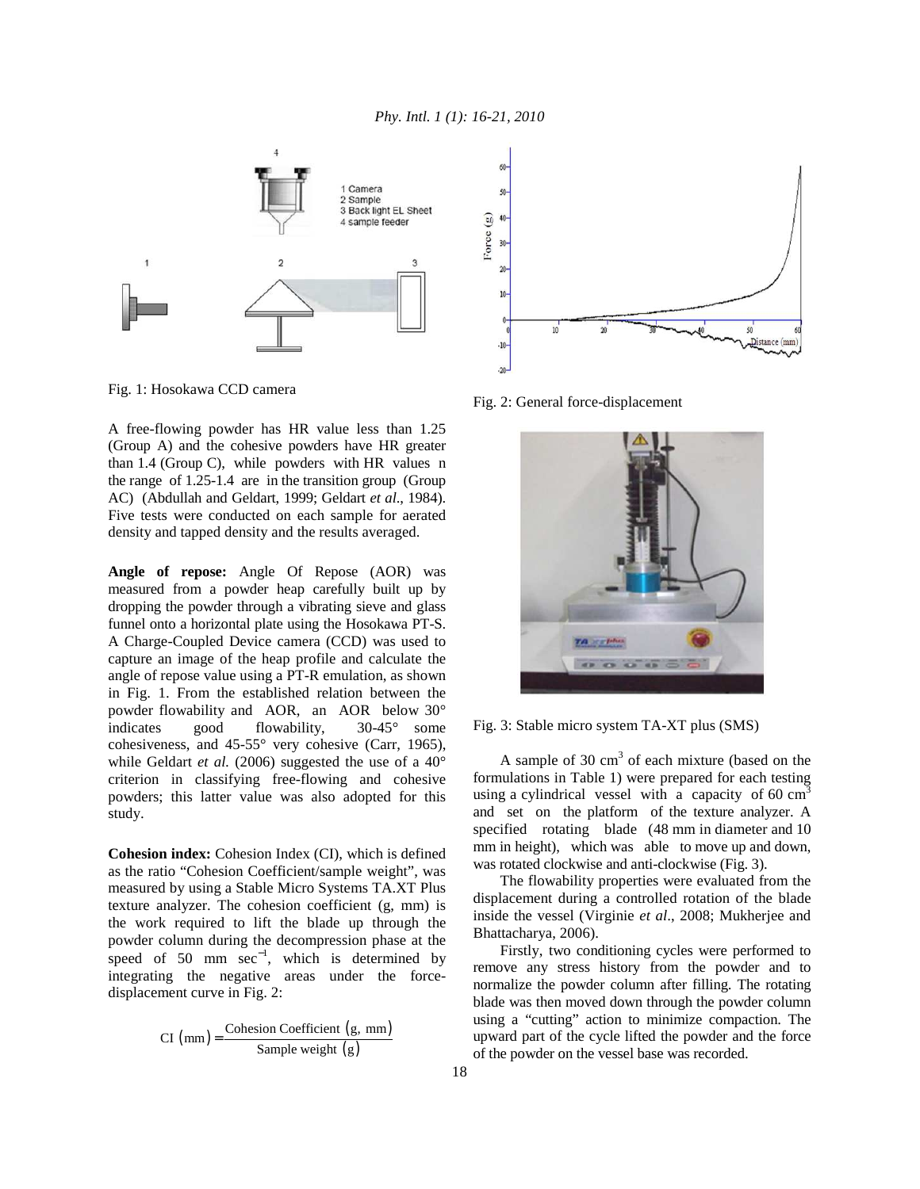Fig. 1: Hosokawa CCD camera

A free-flowing powder has HR value less than 1.25 (Group A) and the cohesive powders have HR greater than 1.4 (Group C), while powders with HR values n the range of 1.25-1.4 are in the transition group (Group AC) (Abdullah and Geldart, 1999; Geldart *et al*., 1984). Five tests were conducted on each sample for aerated density and tapped density and the results averaged.

**Angle of repose:** Angle Of Repose (AOR) was measured from a powder heap carefully built up by dropping the powder through a vibrating sieve and glass funnel onto a horizontal plate using the Hosokawa PT-S. A Charge-Coupled Device camera (CCD) was used to capture an image of the heap profile and calculate the angle of repose value using a PT-R emulation, as shown in Fig. 1. From the established relation between the powder flowability and AOR, an AOR below 30° indicates good flowability, 30-45° some cohesiveness, and 45-55° very cohesive (Carr, 1965), while Geldart *et al.* (2006) suggested the use of a 40° criterion in classifying free-flowing and cohesive powders; this latter value was also adopted for this study.

**Cohesion index:** Cohesion Index (CI), which is defined as the ratio "Cohesion Coefficient/sample weight", was measured by using a Stable Micro Systems TA.XT Plus texture analyzer. The cohesion coefficient (g, mm) is the work required to lift the blade up through the powder column during the decompression phase at the speed of 50 mm $sec^{-1}$, which is determined by integrating the negative areas under the force-displacement curve in Fig. 2:

$$\text{CI (mm)} = \frac{\text{Cohesion Coefficient (g, mm)}}{\text{Sample weight (g)}}$$

Fig. 2: General force-displacement

Fig. 3: Stable micro system TA-XT plus (SMS)

A sample of 30 $cm^3$ of each mixture (based on the formulations in Table 1) were prepared for each testing using a cylindrical vessel with a capacity of 60 $cm^3$ and set on the platform of the texture analyzer. A specified rotating blade (48 mm in diameter and 10 mm in height), which was able to move up and down, was rotated clockwise and anti-clockwise (Fig. 3).

The flowability properties were evaluated from the displacement during a controlled rotation of the blade inside the vessel (Virginie *et al*., 2008; Mukherjee and Bhattacharya, 2006).

Firstly, two conditioning cycles were performed to remove any stress history from the powder and to normalize the powder column after filling. The rotating blade was then moved down through the powder column using a "cutting" action to minimize compaction. The upward part of the cycle lifted the powder and the force of the powder on the vessel base was recorded.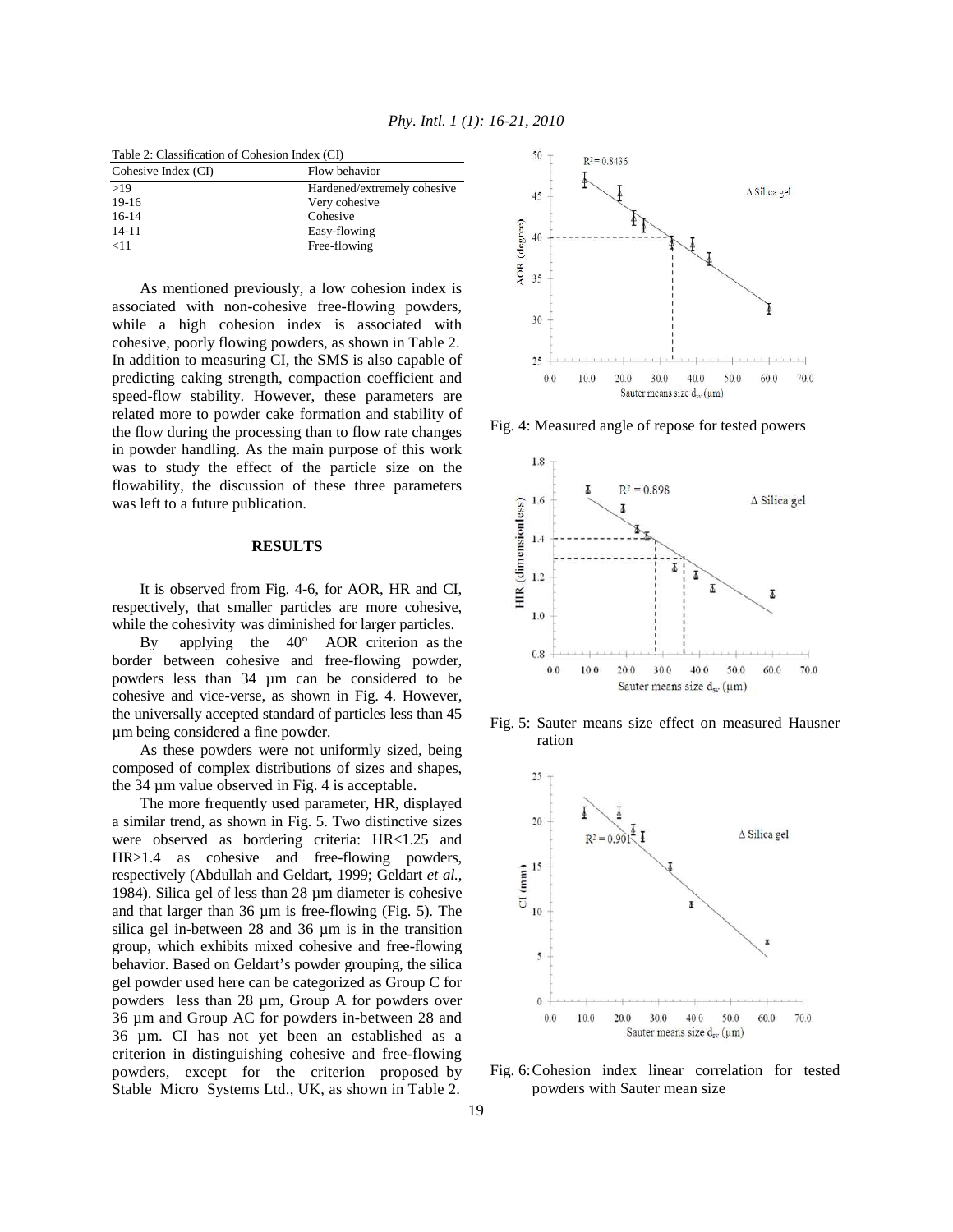Table 2: Classification of Cohesion Index (CI)

| Cohesive Index (CI) | Flow behavior |
|---|---|
| >19 | Hardened/extremely cohesive |
| 19-16 | Very cohesive |
| 16-14 | Cohesive |
| 14-11 | Easy-flowing |
| <11 | Free-flowing |

As mentioned previously, a low cohesion index is associated with non-cohesive free-flowing powders, while a high cohesion index is associated with cohesive, poorly flowing powders, as shown in Table 2. In addition to measuring CI, the SMS is also capable of predicting caking strength, compaction coefficient and speed-flow stability. However, these parameters are related more to powder cake formation and stability of the flow during the processing than to flow rate changes in powder handling. As the main purpose of this work was to study the effect of the particle size on the flowability, the discussion of these three parameters was left to a future publication.

## RESULTS

It is observed from Fig. 4-6, for AOR, HR and CI, respectively, that smaller particles are more cohesive, while the cohesivity was diminished for larger particles.

By applying the 40° AOR criterion as the border between cohesive and free-flowing powder, powders less than 34 µm can be considered to be cohesive and vice-verse, as shown in Fig. 4. However, the universally accepted standard of particles less than 45 µm being considered a fine powder.

As these powders were not uniformly sized, being composed of complex distributions of sizes and shapes, the 34 µm value observed in Fig. 4 is acceptable.

The more frequently used parameter, HR, displayed a similar trend, as shown in Fig. 5. Two distinctive sizes were observed as bordering criteria: HR<1.25 and HR>1.4 as cohesive and free-flowing powders, respectively (Abdullah and Geldart, 1999; Geldart *et al.*, 1984). Silica gel of less than 28 µm diameter is cohesive and that larger than 36 µm is free-flowing (Fig. 5). The silica gel in-between 28 and 36 µm is in the transition group, which exhibits mixed cohesive and free-flowing behavior. Based on Geldart's powder grouping, the silica gel powder used here can be categorized as Group C for powders less than 28 µm, Group A for powders over 36 µm and Group AC for powders in-between 28 and 36 µm. CI has not yet been an established as a criterion in distinguishing cohesive and free-flowing powders, except for the criterion proposed by Stable Micro Systems Ltd., UK, as shown in Table 2.

Fig. 4: Measured angle of repose for tested powers

Fig. 5: Sauter means size effect on measured Hausner ration

Fig. 6: Cohesion index linear correlation for tested powders with Sauter mean size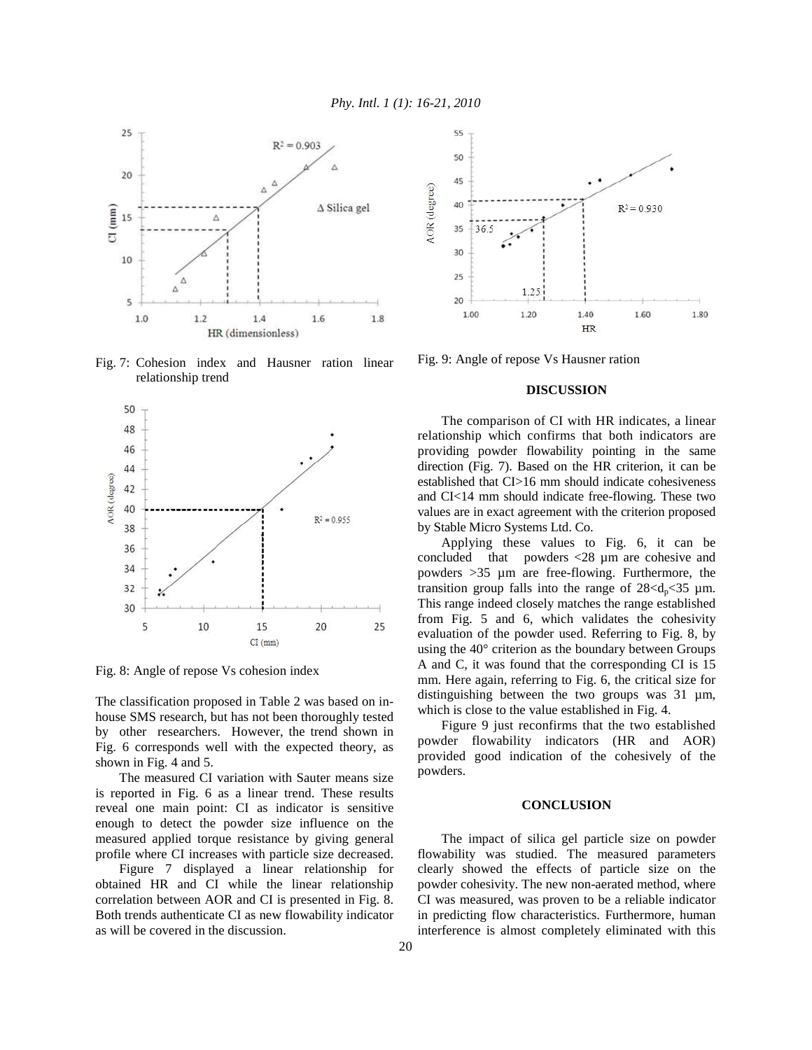Fig. 7: Cohesion index and Hausner ration linear relationship trend

Fig. 8: Angle of repose Vs cohesion index

The classification proposed in Table 2 was based on in-house SMS research, but has not been thoroughly tested by other researchers. However, the trend shown in Fig. 6 corresponds well with the expected theory, as shown in Fig. 4 and 5.

The measured CI variation with Sauter means size is reported in Fig. 6 as a linear trend. These results reveal one main point: CI as indicator is sensitive enough to detect the powder size influence on the measured applied torque resistance by giving general profile where CI increases with particle size decreased.

Figure 7 displayed a linear relationship for obtained HR and CI while the linear relationship correlation between AOR and CI is presented in Fig. 8. Both trends authenticate CI as new flowability indicator as will be covered in the discussion.

Fig. 9: Angle of repose Vs Hausner ration

## DISCUSSION

The comparison of CI with HR indicates, a linear relationship which confirms that both indicators are providing powder flowability pointing in the same direction (Fig. 7). Based on the HR criterion, it can be established that CI>16 mm should indicate cohesiveness and CI<14 mm should indicate free-flowing. These two values are in exact agreement with the criterion proposed by Stable Micro Systems Ltd. Co.

Applying these values to Fig. 6, it can be concluded that powders <28 µm are cohesive and powders >35 µm are free-flowing. Furthermore, the transition group falls into the range of $28<d_p<35$ µm. This range indeed closely matches the range established from Fig. 5 and 6, which validates the cohesivity evaluation of the powder used. Referring to Fig. 8, by using the 40° criterion as the boundary between Groups A and C, it was found that the corresponding CI is 15 mm. Here again, referring to Fig. 6, the critical size for distinguishing between the two groups was 31 µm, which is close to the value established in Fig. 4.

Figure 9 just reconfirms that the two established powder flowability indicators (HR and AOR) provided good indication of the cohesively of the powders.

## CONCLUSION

The impact of silica gel particle size on powder flowability was studied. The measured parameters clearly showed the effects of particle size on the powder cohesivity. The new non-aerated method, where CI was measured, was proven to be a reliable indicator in predicting flow characteristics. Furthermore, human interference is almost completely eliminated with this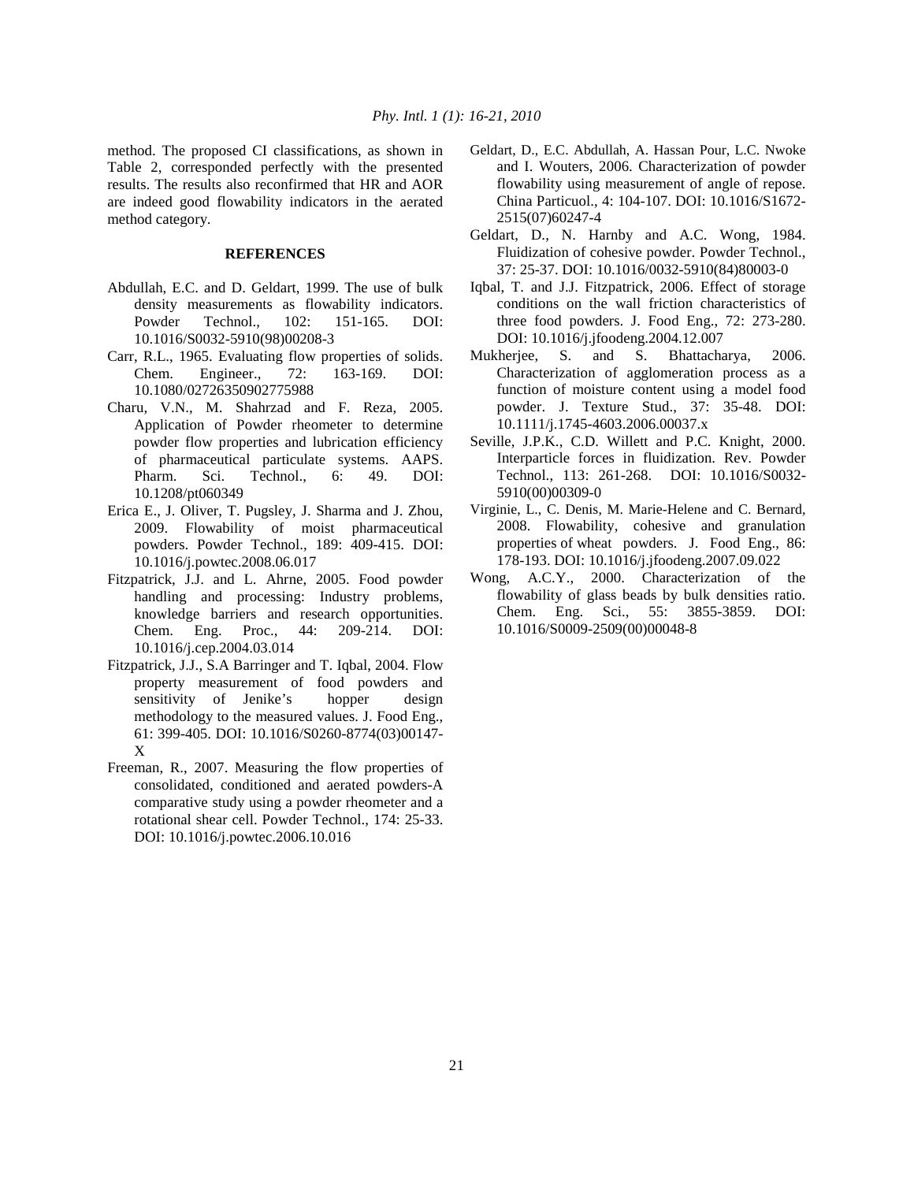method. The proposed CI classifications, as shown in Table 2, corresponded perfectly with the presented results. The results also reconfirmed that HR and AOR are indeed good flowability indicators in the aerated method category.

## REFERENCES

Abdullah, E.C. and D. Geldart, 1999. The use of bulk density measurements as flowability indicators. Powder Technol., 102: 151-165. DOI: 10.1016/S0032-5910(98)00208-3

Carr, R.L., 1965. Evaluating flow properties of solids. Chem. Engineer., 72: 163-169. DOI: 10.1080/02726350902775988

Charu, V.N., M. Shahrzad and F. Reza, 2005. Application of Powder rheometer to determine powder flow properties and lubrication efficiency of pharmaceutical particulate systems. AAPS. Pharm. Sci. Technol., 6: 49. DOI: 10.1208/pt060349

Erica E., J. Oliver, T. Pugsley, J. Sharma and J. Zhou, 2009. Flowability of moist pharmaceutical powders. Powder Technol., 189: 409-415. DOI: 10.1016/j.powtec.2008.06.017

Fitzpatrick, J.J. and L. Ahrne, 2005. Food powder handling and processing: Industry problems, knowledge barriers and research opportunities. Chem. Eng. Proc., 44: 209-214. DOI: 10.1016/j.cep.2004.03.014

Fitzpatrick, J.J., S.A Barringer and T. Iqbal, 2004. Flow property measurement of food powders and sensitivity of Jenike's hopper design methodology to the measured values. J. Food Eng., 61: 399-405. DOI: 10.1016/S0260-8774(03)00147-X

Freeman, R., 2007. Measuring the flow properties of consolidated, conditioned and aerated powders-A comparative study using a powder rheometer and a rotational shear cell. Powder Technol., 174: 25-33. DOI: 10.1016/j.powtec.2006.10.016

Geldart, D., E.C. Abdullah, A. Hassan Pour, L.C. Nwoke and I. Wouters, 2006. Characterization of powder flowability using measurement of angle of repose. China Particuol., 4: 104-107. DOI: 10.1016/S1672-2515(07)60247-4

Geldart, D., N. Harnby and A.C. Wong, 1984. Fluidization of cohesive powder. Powder Technol., 37: 25-37. DOI: 10.1016/0032-5910(84)80003-0

Iqbal, T. and J.J. Fitzpatrick, 2006. Effect of storage conditions on the wall friction characteristics of three food powders. J. Food Eng., 72: 273-280. DOI: 10.1016/j.jfoodeng.2004.12.007

Mukherjee, S. and S. Bhattacharya, 2006. Characterization of agglomeration process as a function of moisture content using a model food powder. J. Texture Stud., 37: 35-48. DOI: 10.1111/j.1745-4603.2006.00037.x

Seville, J.P.K., C.D. Willett and P.C. Knight, 2000. Interparticle forces in fluidization. Rev. Powder Technol., 113: 261-268. DOI: 10.1016/S0032-5910(00)00309-0

Virginie, L., C. Denis, M. Marie-Helene and C. Bernard, 2008. Flowability, cohesive and granulation properties of wheat powders. J. Food Eng., 86: 178-193. DOI: 10.1016/j.jfoodeng.2007.09.022

Wong, A.C.Y., 2000. Characterization of the flowability of glass beads by bulk densities ratio. Chem. Eng. Sci., 55: 3855-3859. DOI: 10.1016/S0009-2509(00)00048-8